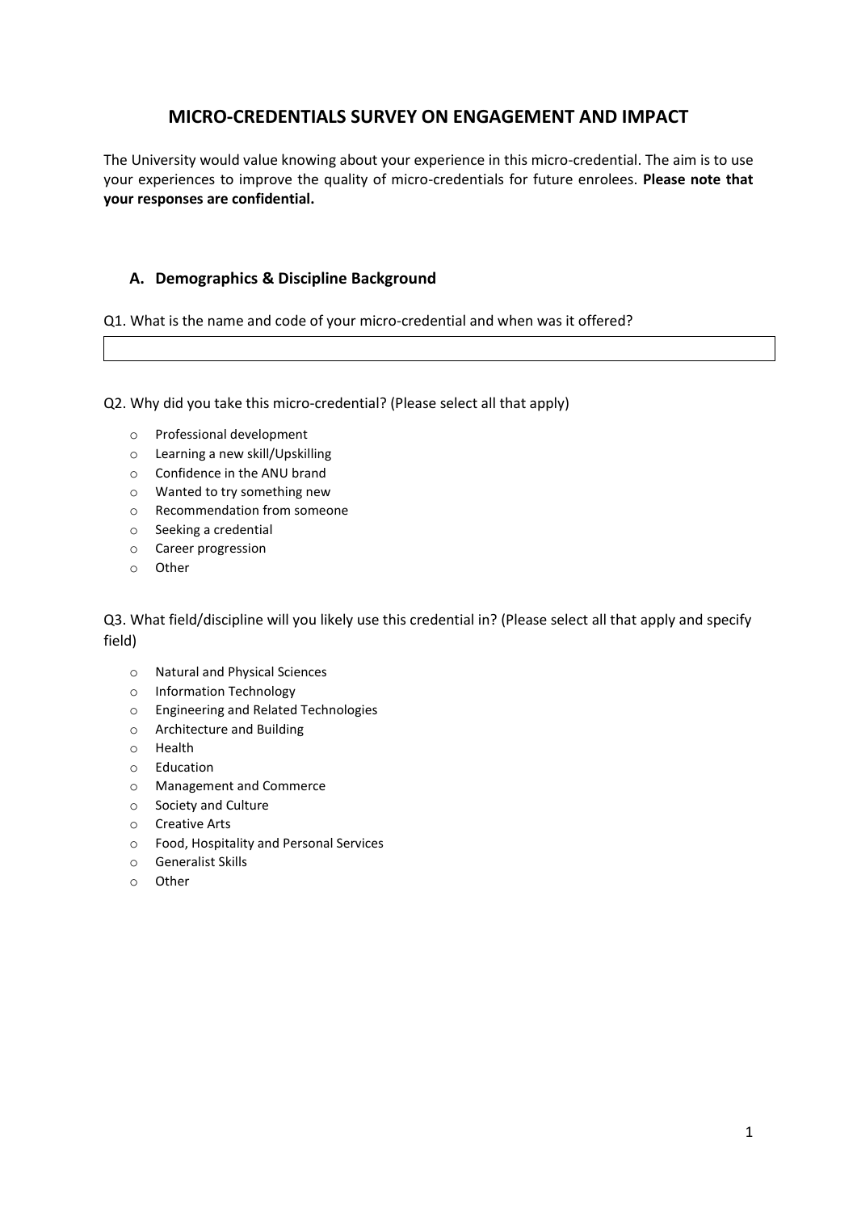# MICRO-CREDENTIALS SURVEY ON ENGAGEMENT AND IMPACT

The University would value knowing about your experience in this micro-credential. The aim is to use your experiences to improve the quality of micro-credentials for future enrolees. **Please note that your responses are confidential.**

## A. Demographics & Discipline Background

Q1. What is the name and code of your micro-credential and when was it offered?

| |
|---|
| |

Q2. Why did you take this micro-credential? (Please select all that apply)

- Professional development
- Learning a new skill/Upskilling
- Confidence in the ANU brand
- Wanted to try something new
- Recommendation from someone
- Seeking a credential
- Career progression
- Other

Q3. What field/discipline will you likely use this credential in? (Please select all that apply and specify field)

- Natural and Physical Sciences
- Information Technology
- Engineering and Related Technologies
- Architecture and Building
- Health
- Education
- Management and Commerce
- Society and Culture
- Creative Arts
- Food, Hospitality and Personal Services
- Generalist Skills
- Other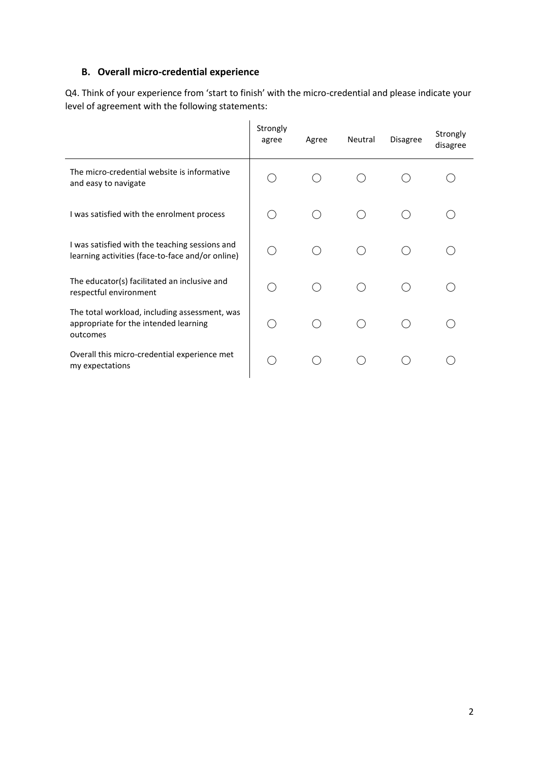## B. Overall micro-credential experience

Q4. Think of your experience from 'start to finish' with the micro-credential and please indicate your level of agreement with the following statements:

| | Strongly agree | Agree | Neutral | Disagree | Strongly disagree |
|---|---|---|---|---|---|
| The micro-credential website is informative and easy to navigate | ◯ | ◯ | ◯ | ◯ | ◯ |
| I was satisfied with the enrolment process | ◯ | ◯ | ◯ | ◯ | ◯ |
| I was satisfied with the teaching sessions and learning activities (face-to-face and/or online) | ◯ | ◯ | ◯ | ◯ | ◯ |
| The educator(s) facilitated an inclusive and respectful environment | ◯ | ◯ | ◯ | ◯ | ◯ |
| The total workload, including assessment, was appropriate for the intended learning outcomes | ◯ | ◯ | ◯ | ◯ | ◯ |
| Overall this micro-credential experience met my expectations | ◯ | ◯ | ◯ | ◯ | ◯ |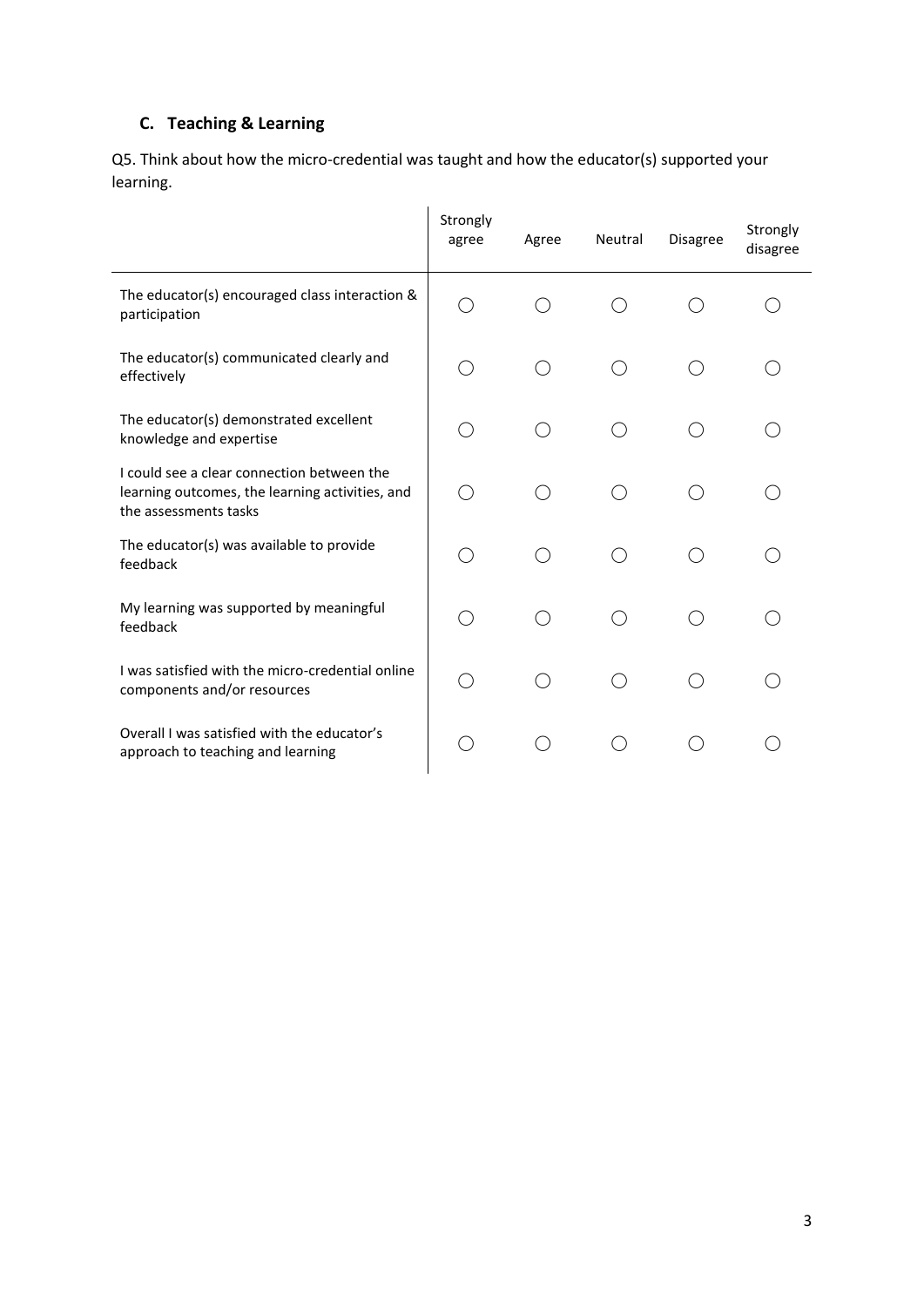## C. Teaching & Learning

Q5. Think about how the micro-credential was taught and how the educator(s) supported your learning.

| | Strongly agree | Agree | Neutral | Disagree | Strongly disagree |
|---|---|---|---|---|---|
| The educator(s) encouraged class interaction & participation | ◯ | ◯ | ◯ | ◯ | ◯ |
| The educator(s) communicated clearly and effectively | ◯ | ◯ | ◯ | ◯ | ◯ |
| The educator(s) demonstrated excellent knowledge and expertise | ◯ | ◯ | ◯ | ◯ | ◯ |
| I could see a clear connection between the learning outcomes, the learning activities, and the assessments tasks | ◯ | ◯ | ◯ | ◯ | ◯ |
| The educator(s) was available to provide feedback | ◯ | ◯ | ◯ | ◯ | ◯ |
| My learning was supported by meaningful feedback | ◯ | ◯ | ◯ | ◯ | ◯ |
| I was satisfied with the micro-credential online components and/or resources | ◯ | ◯ | ◯ | ◯ | ◯ |
| Overall I was satisfied with the educator's approach to teaching and learning | ◯ | ◯ | ◯ | ◯ | ◯ |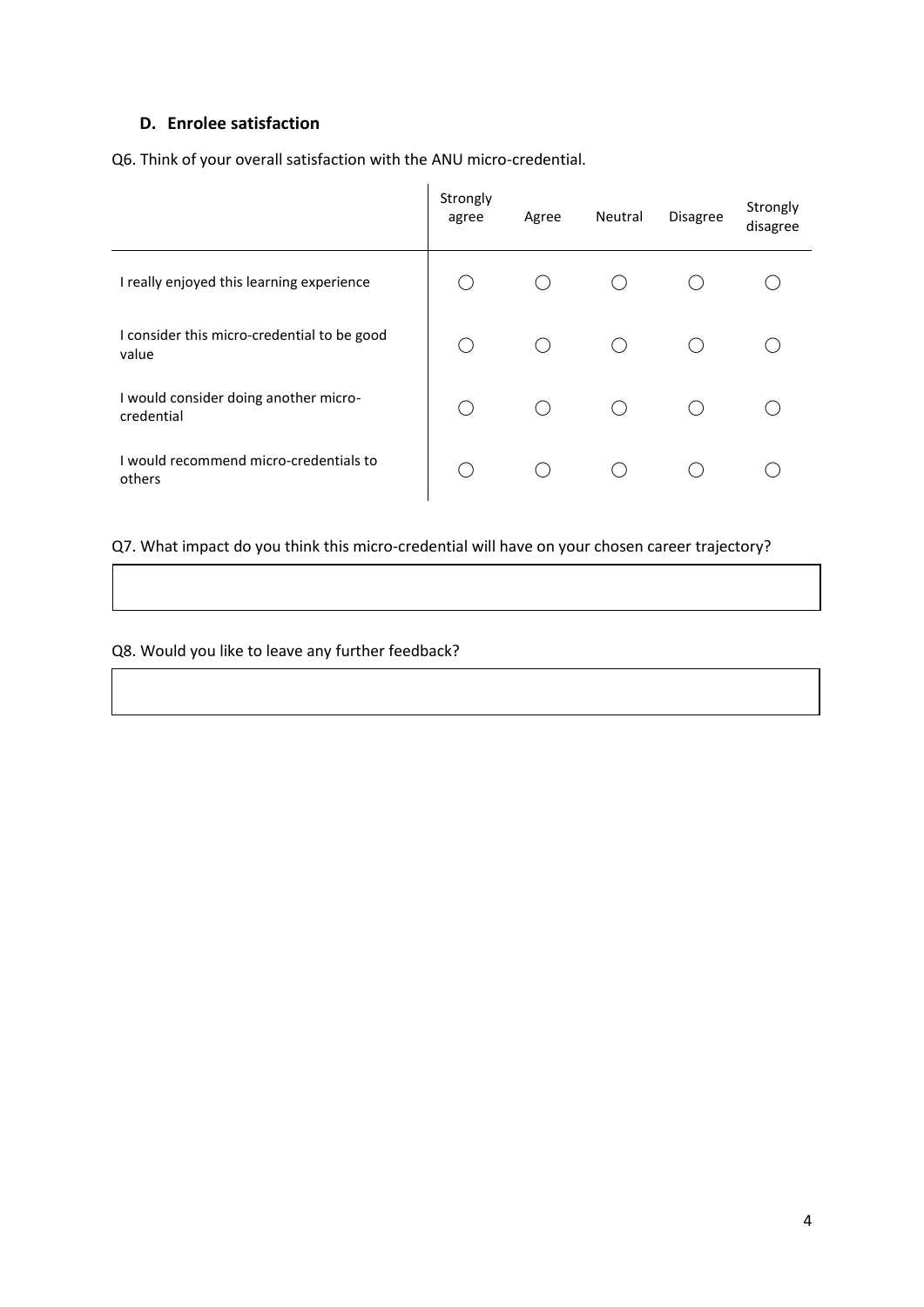### D. Enrolee satisfaction

Q6. Think of your overall satisfaction with the ANU micro-credential.

| | Strongly agree | Agree | Neutral | Disagree | Strongly disagree |
|---|---|---|---|---|---|
| I really enjoyed this learning experience | ◯ | ◯ | ◯ | ◯ | ◯ |
| I consider this micro-credential to be good value | ◯ | ◯ | ◯ | ◯ | ◯ |
| I would consider doing another micro-credential | ◯ | ◯ | ◯ | ◯ | ◯ |
| I would recommend micro-credentials to others | ◯ | ◯ | ◯ | ◯ | ◯ |

Q7. What impact do you think this micro-credential will have on your chosen career trajectory?

Q8. Would you like to leave any further feedback?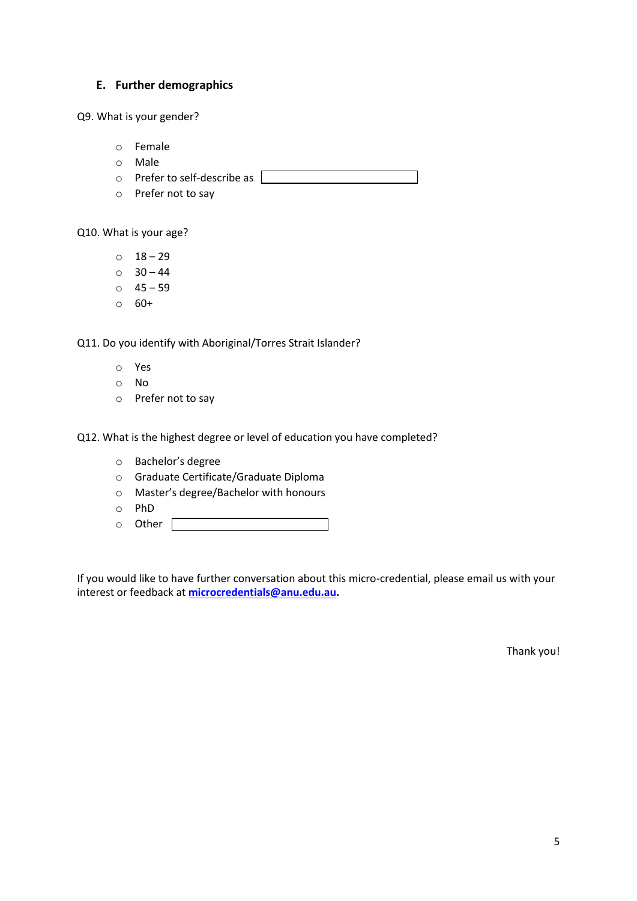## E. Further demographics

Q9. What is your gender?

- Female
- Male
- Prefer to self-describe as ____________________
- Prefer not to say

Q10. What is your age?

- 18 – 29
- 30 – 44
- 45 – 59
- 60+

Q11. Do you identify with Aboriginal/Torres Strait Islander?

- Yes
- No
- Prefer not to say

Q12. What is the highest degree or level of education you have completed?

- Bachelor's degree
- Graduate Certificate/Graduate Diploma
- Master's degree/Bachelor with honours
- PhD
- Other ____________________

If you would like to have further conversation about this micro-credential, please email us with your interest or feedback at **microcredentials@anu.edu.au.**

Thank you!